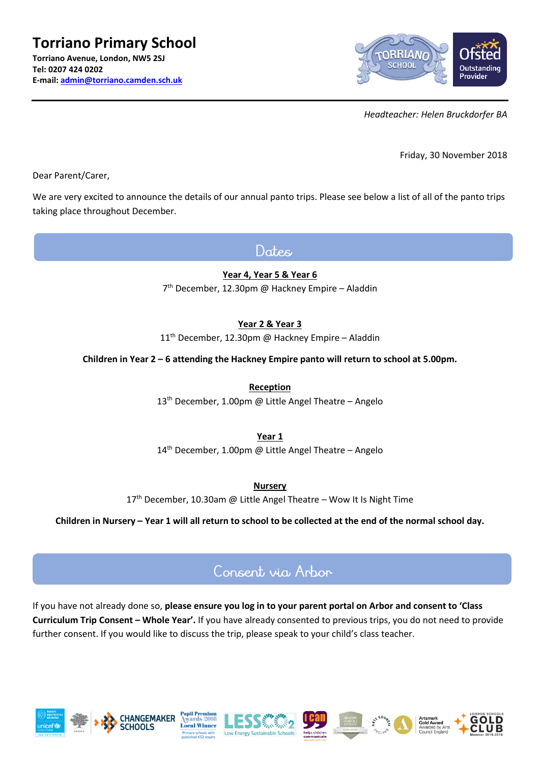# Torriano Primary School

**Torriano Avenue, London, NW5 2SJ**
**Tel: 0207 424 0202**
**E-mail: admin@torriano.camden.sch.uk**

*Headteacher: Helen Bruckdorfer BA*

Friday, 30 November 2018

Dear Parent/Carer,

We are very excited to announce the details of our annual panto trips. Please see below a list of all of the panto trips taking place throughout December.

## Dates

**Year 4, Year 5 & Year 6**
7th December, 12.30pm @ Hackney Empire – Aladdin

**Year 2 & Year 3**
11th December, 12.30pm @ Hackney Empire – Aladdin

**Children in Year 2 – 6 attending the Hackney Empire panto will return to school at 5.00pm.**

**Reception**
13th December, 1.00pm @ Little Angel Theatre – Angelo

**Year 1**
14th December, 1.00pm @ Little Angel Theatre – Angelo

**Nursery**
17th December, 10.30am @ Little Angel Theatre – Wow It Is Night Time

**Children in Nursery – Year 1 will all return to school to be collected at the end of the normal school day.**

## Consent via Arbor

If you have not already done so, **please ensure you log in to your parent portal on Arbor and consent to 'Class Curriculum Trip Consent – Whole Year'.** If you have already consented to previous trips, you do not need to provide further consent. If you would like to discuss the trip, please speak to your child's class teacher.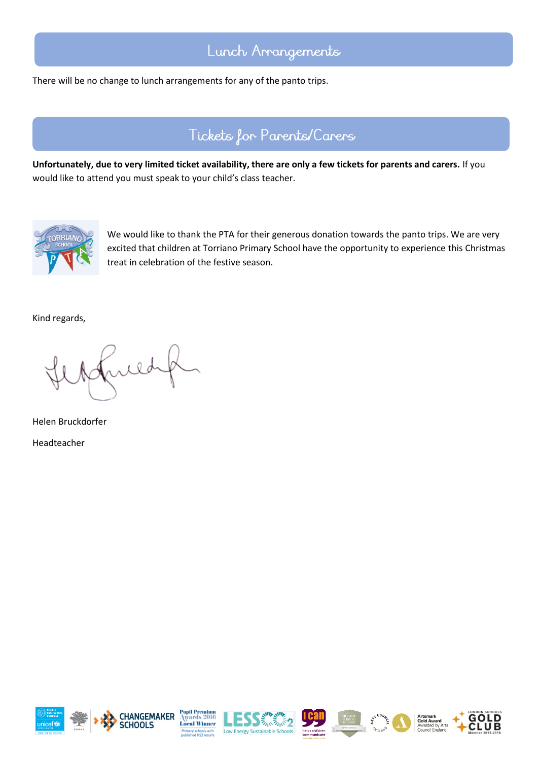## Lunch Arrangements

There will be no change to lunch arrangements for any of the panto trips.

## Tickets for Parents/Carers

**Unfortunately, due to very limited ticket availability, there are only a few tickets for parents and carers.** If you would like to attend you must speak to your child's class teacher.

We would like to thank the PTA for their generous donation towards the panto trips. We are very excited that children at Torriano Primary School have the opportunity to experience this Christmas treat in celebration of the festive season.

Kind regards,

Helen Bruckdorfer

Headteacher